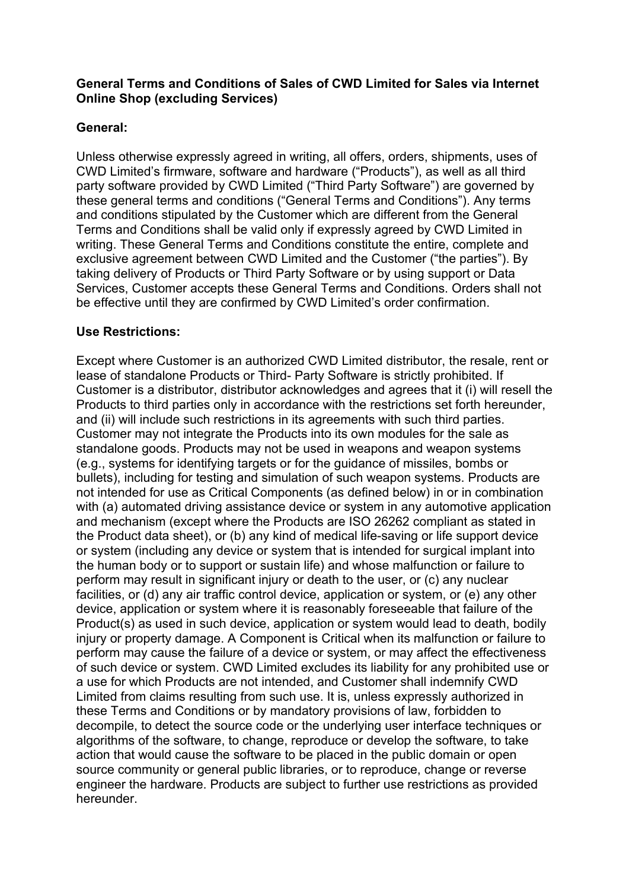**General Terms and Conditions of Sales of CWD Limited for Sales via Internet Online Shop (excluding Services)**

**General:**

Unless otherwise expressly agreed in writing, all offers, orders, shipments, uses of CWD Limited's firmware, software and hardware ("Products"), as well as all third party software provided by CWD Limited ("Third Party Software") are governed by these general terms and conditions ("General Terms and Conditions"). Any terms and conditions stipulated by the Customer which are different from the General Terms and Conditions shall be valid only if expressly agreed by CWD Limited in writing. These General Terms and Conditions constitute the entire, complete and exclusive agreement between CWD Limited and the Customer ("the parties"). By taking delivery of Products or Third Party Software or by using support or Data Services, Customer accepts these General Terms and Conditions. Orders shall not be effective until they are confirmed by CWD Limited's order confirmation.

**Use Restrictions:**

Except where Customer is an authorized CWD Limited distributor, the resale, rent or lease of standalone Products or Third- Party Software is strictly prohibited. If Customer is a distributor, distributor acknowledges and agrees that it (i) will resell the Products to third parties only in accordance with the restrictions set forth hereunder, and (ii) will include such restrictions in its agreements with such third parties. Customer may not integrate the Products into its own modules for the sale as standalone goods. Products may not be used in weapons and weapon systems (e.g., systems for identifying targets or for the guidance of missiles, bombs or bullets), including for testing and simulation of such weapon systems. Products are not intended for use as Critical Components (as defined below) in or in combination with (a) automated driving assistance device or system in any automotive application and mechanism (except where the Products are ISO 26262 compliant as stated in the Product data sheet), or (b) any kind of medical life-saving or life support device or system (including any device or system that is intended for surgical implant into the human body or to support or sustain life) and whose malfunction or failure to perform may result in significant injury or death to the user, or (c) any nuclear facilities, or (d) any air traffic control device, application or system, or (e) any other device, application or system where it is reasonably foreseeable that failure of the Product(s) as used in such device, application or system would lead to death, bodily injury or property damage. A Component is Critical when its malfunction or failure to perform may cause the failure of a device or system, or may affect the effectiveness of such device or system. CWD Limited excludes its liability for any prohibited use or a use for which Products are not intended, and Customer shall indemnify CWD Limited from claims resulting from such use. It is, unless expressly authorized in these Terms and Conditions or by mandatory provisions of law, forbidden to decompile, to detect the source code or the underlying user interface techniques or algorithms of the software, to change, reproduce or develop the software, to take action that would cause the software to be placed in the public domain or open source community or general public libraries, or to reproduce, change or reverse engineer the hardware. Products are subject to further use restrictions as provided hereunder.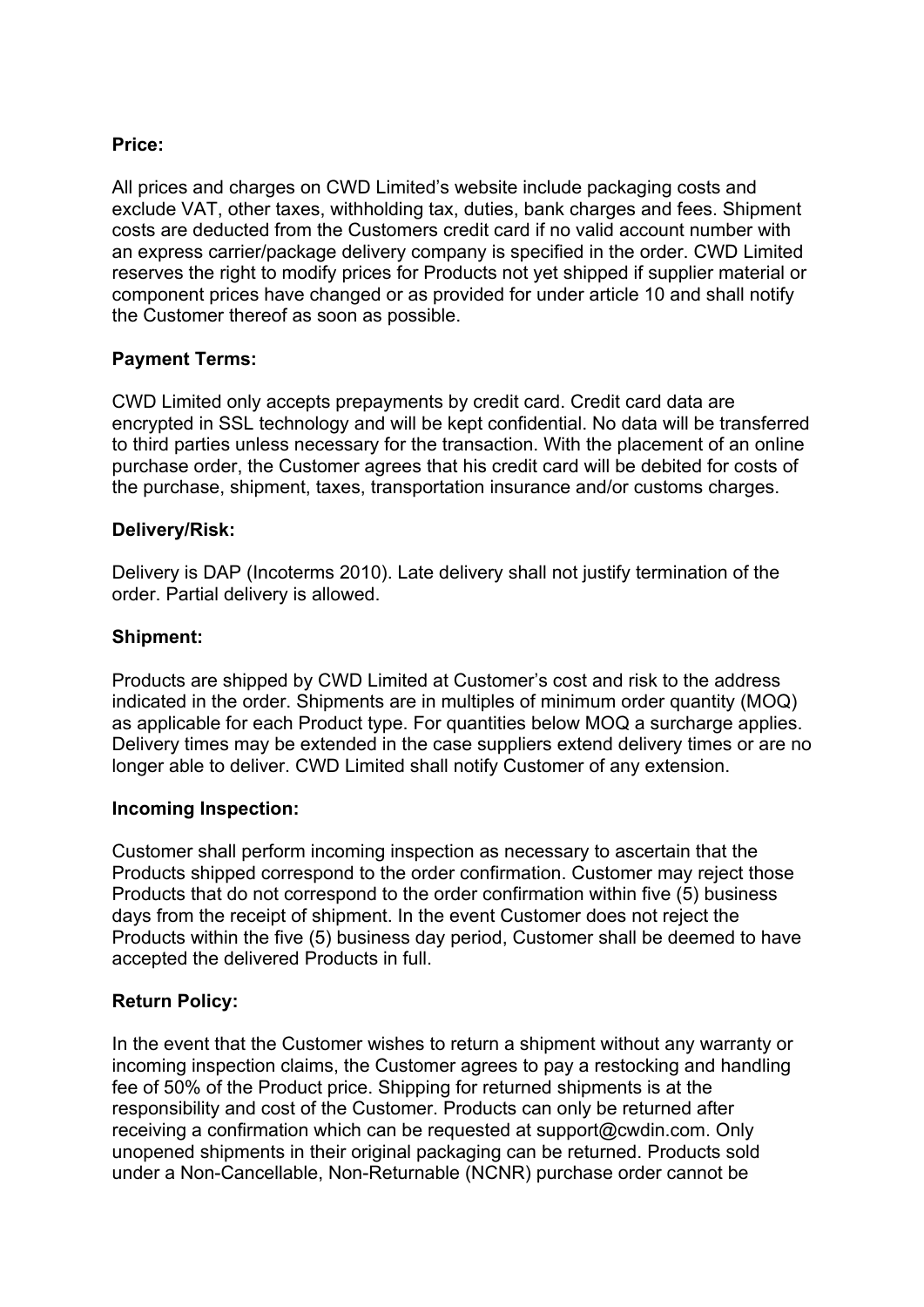**Price:**

All prices and charges on CWD Limited’s website include packaging costs and exclude VAT, other taxes, withholding tax, duties, bank charges and fees. Shipment costs are deducted from the Customers credit card if no valid account number with an express carrier/package delivery company is specified in the order. CWD Limited reserves the right to modify prices for Products not yet shipped if supplier material or component prices have changed or as provided for under article 10 and shall notify the Customer thereof as soon as possible.

**Payment Terms:**

CWD Limited only accepts prepayments by credit card. Credit card data are encrypted in SSL technology and will be kept confidential. No data will be transferred to third parties unless necessary for the transaction. With the placement of an online purchase order, the Customer agrees that his credit card will be debited for costs of the purchase, shipment, taxes, transportation insurance and/or customs charges.

**Delivery/Risk:**

Delivery is DAP (Incoterms 2010). Late delivery shall not justify termination of the order. Partial delivery is allowed.

**Shipment:**

Products are shipped by CWD Limited at Customer’s cost and risk to the address indicated in the order. Shipments are in multiples of minimum order quantity (MOQ) as applicable for each Product type. For quantities below MOQ a surcharge applies. Delivery times may be extended in the case suppliers extend delivery times or are no longer able to deliver. CWD Limited shall notify Customer of any extension.

**Incoming Inspection:**

Customer shall perform incoming inspection as necessary to ascertain that the Products shipped correspond to the order confirmation. Customer may reject those Products that do not correspond to the order confirmation within five (5) business days from the receipt of shipment. In the event Customer does not reject the Products within the five (5) business day period, Customer shall be deemed to have accepted the delivered Products in full.

**Return Policy:**

In the event that the Customer wishes to return a shipment without any warranty or incoming inspection claims, the Customer agrees to pay a restocking and handling fee of 50% of the Product price. Shipping for returned shipments is at the responsibility and cost of the Customer. Products can only be returned after receiving a confirmation which can be requested at support@cwdin.com. Only unopened shipments in their original packaging can be returned. Products sold under a Non-Cancellable, Non-Returnable (NCNR) purchase order cannot be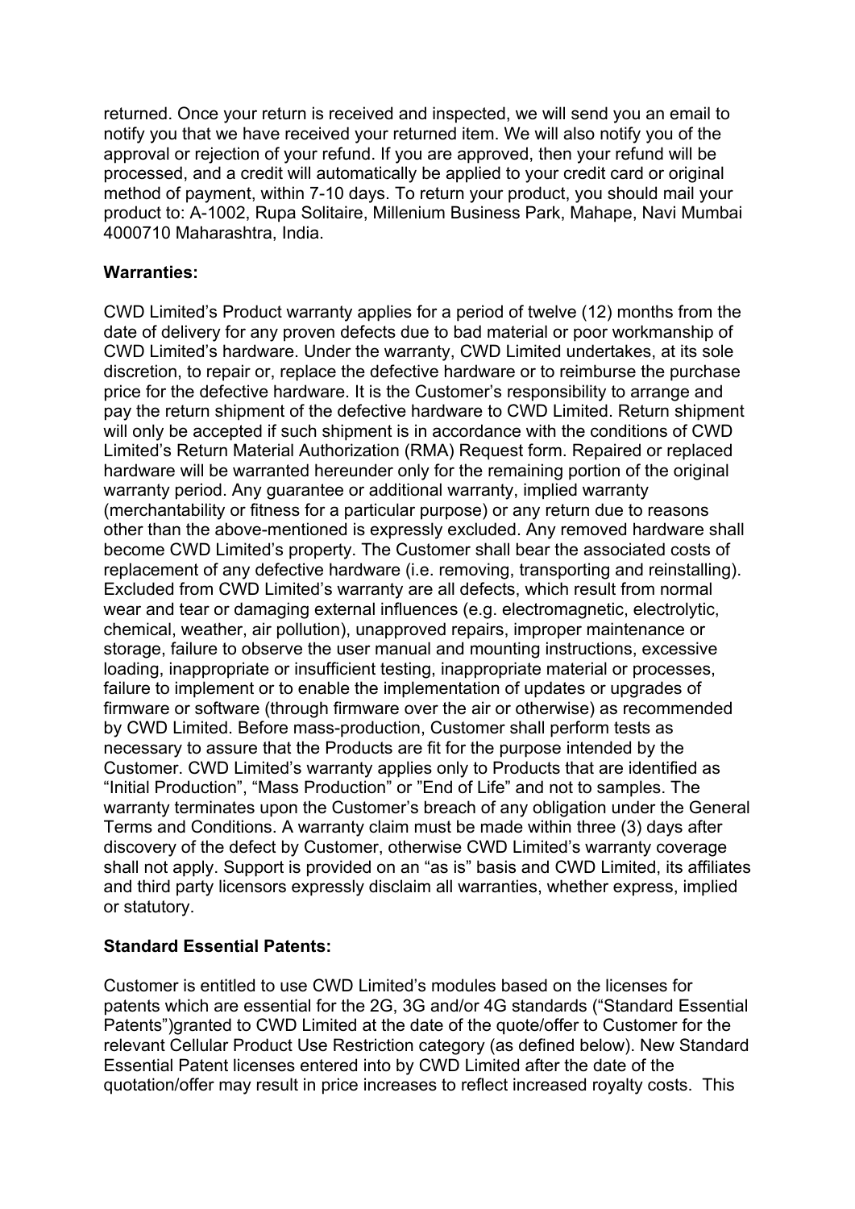returned. Once your return is received and inspected, we will send you an email to notify you that we have received your returned item. We will also notify you of the approval or rejection of your refund. If you are approved, then your refund will be processed, and a credit will automatically be applied to your credit card or original method of payment, within 7-10 days. To return your product, you should mail your product to: A-1002, Rupa Solitaire, Millenium Business Park, Mahape, Navi Mumbai 4000710 Maharashtra, India.

**Warranties:**

CWD Limited's Product warranty applies for a period of twelve (12) months from the date of delivery for any proven defects due to bad material or poor workmanship of CWD Limited's hardware. Under the warranty, CWD Limited undertakes, at its sole discretion, to repair or, replace the defective hardware or to reimburse the purchase price for the defective hardware. It is the Customer's responsibility to arrange and pay the return shipment of the defective hardware to CWD Limited. Return shipment will only be accepted if such shipment is in accordance with the conditions of CWD Limited's Return Material Authorization (RMA) Request form. Repaired or replaced hardware will be warranted hereunder only for the remaining portion of the original warranty period. Any guarantee or additional warranty, implied warranty (merchantability or fitness for a particular purpose) or any return due to reasons other than the above-mentioned is expressly excluded. Any removed hardware shall become CWD Limited's property. The Customer shall bear the associated costs of replacement of any defective hardware (i.e. removing, transporting and reinstalling). Excluded from CWD Limited's warranty are all defects, which result from normal wear and tear or damaging external influences (e.g. electromagnetic, electrolytic, chemical, weather, air pollution), unapproved repairs, improper maintenance or storage, failure to observe the user manual and mounting instructions, excessive loading, inappropriate or insufficient testing, inappropriate material or processes, failure to implement or to enable the implementation of updates or upgrades of firmware or software (through firmware over the air or otherwise) as recommended by CWD Limited. Before mass-production, Customer shall perform tests as necessary to assure that the Products are fit for the purpose intended by the Customer. CWD Limited's warranty applies only to Products that are identified as "Initial Production", "Mass Production" or "End of Life" and not to samples. The warranty terminates upon the Customer's breach of any obligation under the General Terms and Conditions. A warranty claim must be made within three (3) days after discovery of the defect by Customer, otherwise CWD Limited's warranty coverage shall not apply. Support is provided on an "as is" basis and CWD Limited, its affiliates and third party licensors expressly disclaim all warranties, whether express, implied or statutory.

**Standard Essential Patents:**

Customer is entitled to use CWD Limited's modules based on the licenses for patents which are essential for the 2G, 3G and/or 4G standards ("Standard Essential Patents")granted to CWD Limited at the date of the quote/offer to Customer for the relevant Cellular Product Use Restriction category (as defined below). New Standard Essential Patent licenses entered into by CWD Limited after the date of the quotation/offer may result in price increases to reflect increased royalty costs. This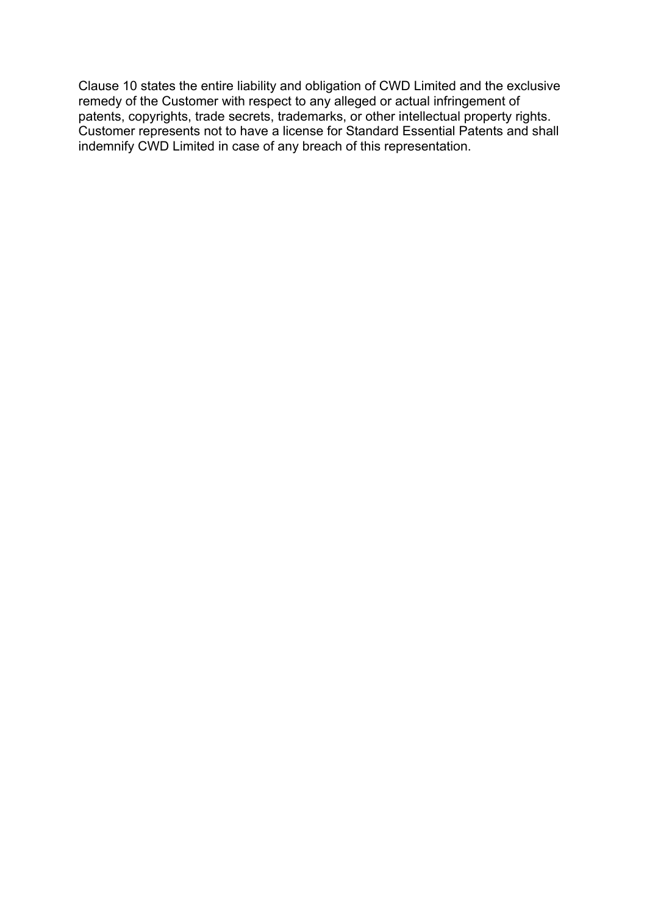Clause 10 states the entire liability and obligation of CWD Limited and the exclusive remedy of the Customer with respect to any alleged or actual infringement of patents, copyrights, trade secrets, trademarks, or other intellectual property rights. Customer represents not to have a license for Standard Essential Patents and shall indemnify CWD Limited in case of any breach of this representation.